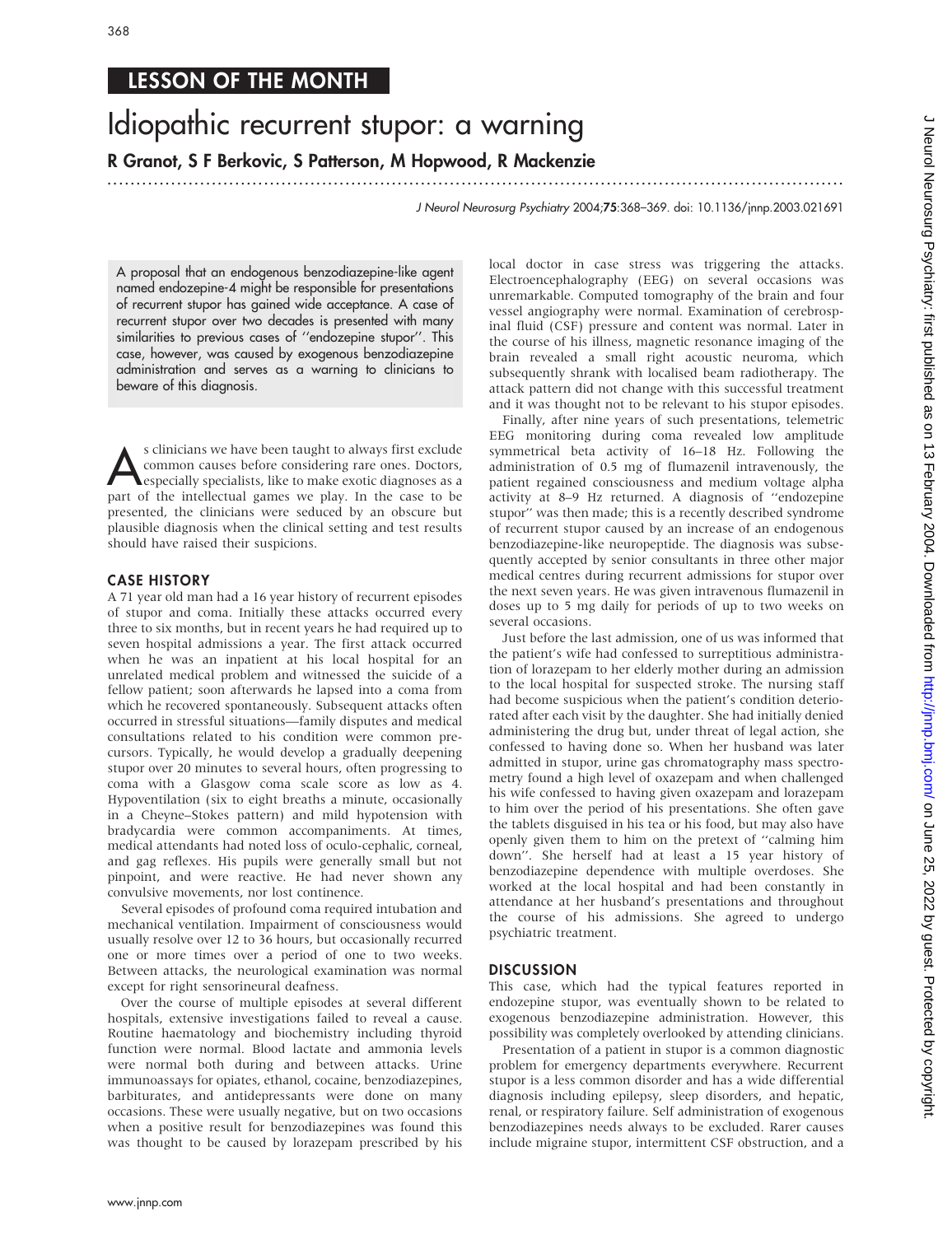# LESSON OF THE MONTH

# Idiopathic recurrent stupor: a warning

**R Granot, S F Berkovic, S Patterson, M Hopwood, R Mackenzie**

> A proposal that an endogenous benzodiazepine-like agent named endozepine-4 might be responsible for presentations of recurrent stupor has gained wide acceptance. A case of recurrent stupor over two decades is presented with many similarities to previous cases of ''endozepine stupor''. This case, however, was caused by exogenous benzodiazepine administration and serves as a warning to clinicians to beware of this diagnosis.

As clinicians we have been taught to always first exclude common causes before considering rare ones. Doctors, especially specialists, like to make exotic diagnoses as a part of the intellectual games we play. In the case to be presented, the clinicians were seduced by an obscure but plausible diagnosis when the clinical setting and test results should have raised their suspicions.

## CASE HISTORY

A 71 year old man had a 16 year history of recurrent episodes of stupor and coma. Initially these attacks occurred every three to six months, but in recent years he had required up to seven hospital admissions a year. The first attack occurred when he was an inpatient at his local hospital for an unrelated medical problem and witnessed the suicide of a fellow patient; soon afterwards he lapsed into a coma from which he recovered spontaneously. Subsequent attacks often occurred in stressful situations—family disputes and medical consultations related to his condition were common precursors. Typically, he would develop a gradually deepening stupor over 20 minutes to several hours, often progressing to coma with a Glasgow coma scale score as low as 4. Hypoventilation (six to eight breaths a minute, occasionally in a Cheyne–Stokes pattern) and mild hypotension with bradycardia were common accompaniments. At times, medical attendants had noted loss of oculo-cephalic, corneal, and gag reflexes. His pupils were generally small but not pinpoint, and were reactive. He had never shown any convulsive movements, nor lost continence.

Several episodes of profound coma required intubation and mechanical ventilation. Impairment of consciousness would usually resolve over 12 to 36 hours, but occasionally recurred one or more times over a period of one to two weeks. Between attacks, the neurological examination was normal except for right sensorineural deafness.

Over the course of multiple episodes at several different hospitals, extensive investigations failed to reveal a cause. Routine haematology and biochemistry including thyroid function were normal. Blood lactate and ammonia levels were normal both during and between attacks. Urine immunoassays for opiates, ethanol, cocaine, benzodiazepines, barbiturates, and antidepressants were done on many occasions. These were usually negative, but on two occasions when a positive result for benzodiazepines was found this was thought to be caused by lorazepam prescribed by his local doctor in case stress was triggering the attacks. Electroencephalography (EEG) on several occasions was unremarkable. Computed tomography of the brain and four vessel angiography were normal. Examination of cerebrospinal fluid (CSF) pressure and content was normal. Later in the course of his illness, magnetic resonance imaging of the brain revealed a small right acoustic neuroma, which subsequently shrank with localised beam radiotherapy. The attack pattern did not change with this successful treatment and it was thought not to be relevant to his stupor episodes.

Finally, after nine years of such presentations, telemetric EEG monitoring during coma revealed low amplitude symmetrical beta activity of 16–18 Hz. Following the administration of 0.5 mg of flumazenil intravenously, the patient regained consciousness and medium voltage alpha activity at 8–9 Hz returned. A diagnosis of ''endozepine stupor'' was then made; this is a recently described syndrome of recurrent stupor caused by an increase of an endogenous benzodiazepine-like neuropeptide. The diagnosis was subsequently accepted by senior consultants in three other major medical centres during recurrent admissions for stupor over the next seven years. He was given intravenous flumazenil in doses up to 5 mg daily for periods of up to two weeks on several occasions.

Just before the last admission, one of us was informed that the patient's wife had confessed to surreptitious administration of lorazepam to her elderly mother during an admission to the local hospital for suspected stroke. The nursing staff had become suspicious when the patient's condition deteriorated after each visit by the daughter. She had initially denied administering the drug but, under threat of legal action, she confessed to having done so. When her husband was later admitted in stupor, urine gas chromatography mass spectrometry found a high level of oxazepam and when challenged his wife confessed to having given oxazepam and lorazepam to him over the period of his presentations. She often gave the tablets disguised in his tea or his food, but may also have openly given them to him on the pretext of ''calming him down''. She herself had at least a 15 year history of benzodiazepine dependence with multiple overdoses. She worked at the local hospital and had been constantly in attendance at her husband's presentations and throughout the course of his admissions. She agreed to undergo psychiatric treatment.

## DISCUSSION

This case, which had the typical features reported in endozepine stupor, was eventually shown to be related to exogenous benzodiazepine administration. However, this possibility was completely overlooked by attending clinicians.

Presentation of a patient in stupor is a common diagnostic problem for emergency departments everywhere. Recurrent stupor is a less common disorder and has a wide differential diagnosis including epilepsy, sleep disorders, and hepatic, renal, or respiratory failure. Self administration of exogenous benzodiazepines needs always to be excluded. Rarer causes include migraine stupor, intermittent CSF obstruction, and a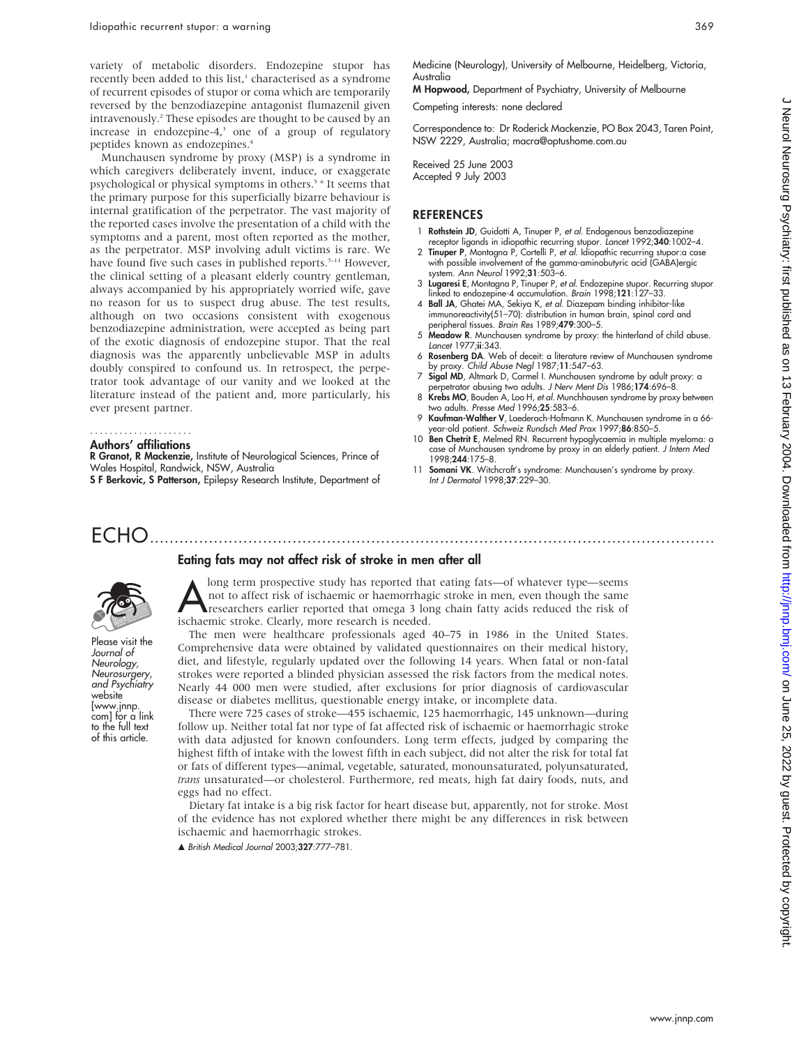variety of metabolic disorders. Endozepine stupor has recently been added to this list,[1] characterised as a syndrome of recurrent episodes of stupor or coma which are temporarily reversed by the benzodiazepine antagonist flumazenil given intravenously.[2] These episodes are thought to be caused by an increase in endozepine-4,[3] one of a group of regulatory peptides known as endozepines.[4]

Munchausen syndrome by proxy (MSP) is a syndrome in which caregivers deliberately invent, induce, or exaggerate psychological or physical symptoms in others.[5 6] It seems that the primary purpose for this superficially bizarre behaviour is internal gratification of the perpetrator. The vast majority of the reported cases involve the presentation of a child with the symptoms and a parent, most often reported as the mother, as the perpetrator. MSP involving adult victims is rare. We have found five such cases in published reports.[7–11] However, the clinical setting of a pleasant elderly country gentleman, always accompanied by his appropriately worried wife, gave no reason for us to suspect drug abuse. The test results, although on two occasions consistent with exogenous benzodiazepine administration, were accepted as being part of the exotic diagnosis of endozepine stupor. That the real diagnosis was the apparently unbelievable MSP in adults doubly conspired to confound us. In retrospect, the perpetrator took advantage of our vanity and we looked at the literature instead of the patient and, more particularly, his ever present partner.

### Authors' affiliations

**R Granot, R Mackenzie,** Institute of Neurological Sciences, Prince of Wales Hospital, Randwick, NSW, Australia

**S F Berkovic, S Patterson,** Epilepsy Research Institute, Department of Medicine (Neurology), University of Melbourne, Heidelberg, Victoria, Australia

**M Hopwood,** Department of Psychiatry, University of Melbourne

Competing interests: none declared

Correspondence to: Dr Roderick Mackenzie, PO Box 2043, Taren Point, NSW 2229, Australia; macra@optushome.com.au

Received 25 June 2003
Accepted 9 July 2003

## REFERENCES

1. **Rothstein JD**, Guidotti A, Tinuper P, *et al*. Endogenous benzodiazepine receptor ligands in idiopathic recurring stupor. *Lancet* 1992;**340**:1002–4.
2. **Tinuper P**, Montagna P, Cortelli P, *et al*. Idiopathic recurring stupor:a case with possible involvement of the gamma-aminobutyric acid (GABA)ergic system. *Ann Neurol* 1992;**31**:503–6.
3. **Lugaresi E**, Montagna P, Tinuper P, *et al*. Endozepine stupor. Recurring stupor linked to endozepine-4 accumulation. *Brain* 1998;**121**:127–33.
4. **Ball JA**, Ghatei MA, Sekiya K, *et al*. Diazepam binding inhibitor-like immunoreactivity(51–70): distribution in human brain, spinal cord and peripheral tissues. *Brain Res* 1989;**479**:300–5.
5. **Meadow R**. Munchausen syndrome by proxy: the hinterland of child abuse. *Lancet* 1977;**ii**:343.
6. **Rosenberg DA**. Web of deceit: a literature review of Munchausen syndrome by proxy. *Child Abuse Negl* 1987;**11**:547–63.
7. **Sigal MD**, Altmark D, Carmel I. Munchausen syndrome by adult proxy: a perpetrator abusing two adults. *J Nerv Ment Dis* 1986;**174**:696–8.
8. **Krebs MO**, Bouden A, Loo H, *et al*. Munchhausen syndrome by proxy between two adults. *Presse Med* 1996;**25**:583–6.
9. **Kaufman-Walther V**, Laederach-Hofmann K. Munchausen syndrome in a 66-year-old patient. *Schweiz Rundsch Med Prax* 1997;**86**:850–5.
10. **Ben Chetrit E**, Melmed RN. Recurrent hypoglycaemia in multiple myeloma: a case of Munchausen syndrome by proxy in an elderly patient. *J Intern Med* 1998;**244**:175–8.
11. **Somani VK**. Witchcraft's syndrome: Munchausen's syndrome by proxy. *Int J Dermatol* 1998;**37**:229–30.

# ECHO

## Eating fats may not affect risk of stroke in men after all

Please visit the *Journal of Neurology, Neurosurgery, and Psychiatry* website [www.jnnp.com] for a link to the full text of this article.

A long term prospective study has reported that eating fats—of whatever type—seems not to affect risk of ischaemic or haemorrhagic stroke in men, even though the same researchers earlier reported that omega 3 long chain fatty acids reduced the risk of ischaemic stroke. Clearly, more research is needed.

The men were healthcare professionals aged 40–75 in 1986 in the United States. Comprehensive data were obtained by validated questionnaires on their medical history, diet, and lifestyle, regularly updated over the following 14 years. When fatal or non-fatal strokes were reported a blinded physician assessed the risk factors from the medical notes. Nearly 44 000 men were studied, after exclusions for prior diagnosis of cardiovascular disease or diabetes mellitus, questionable energy intake, or incomplete data.

There were 725 cases of stroke—455 ischaemic, 125 haemorrhagic, 145 unknown—during follow up. Neither total fat nor type of fat affected risk of ischaemic or haemorrhagic stroke with data adjusted for known confounders. Long term effects, judged by comparing the highest fifth of intake with the lowest fifth in each subject, did not alter the risk for total fat or fats of different types—animal, vegetable, saturated, monounsaturated, polyunsaturated, *trans* unsaturated—or cholesterol. Furthermore, red meats, high fat dairy foods, nuts, and eggs had no effect.

Dietary fat intake is a big risk factor for heart disease but, apparently, not for stroke. Most of the evidence has not explored whether there might be any differences in risk between ischaemic and haemorrhagic strokes.

▲ *British Medical Journal* 2003;**327**:777–781.